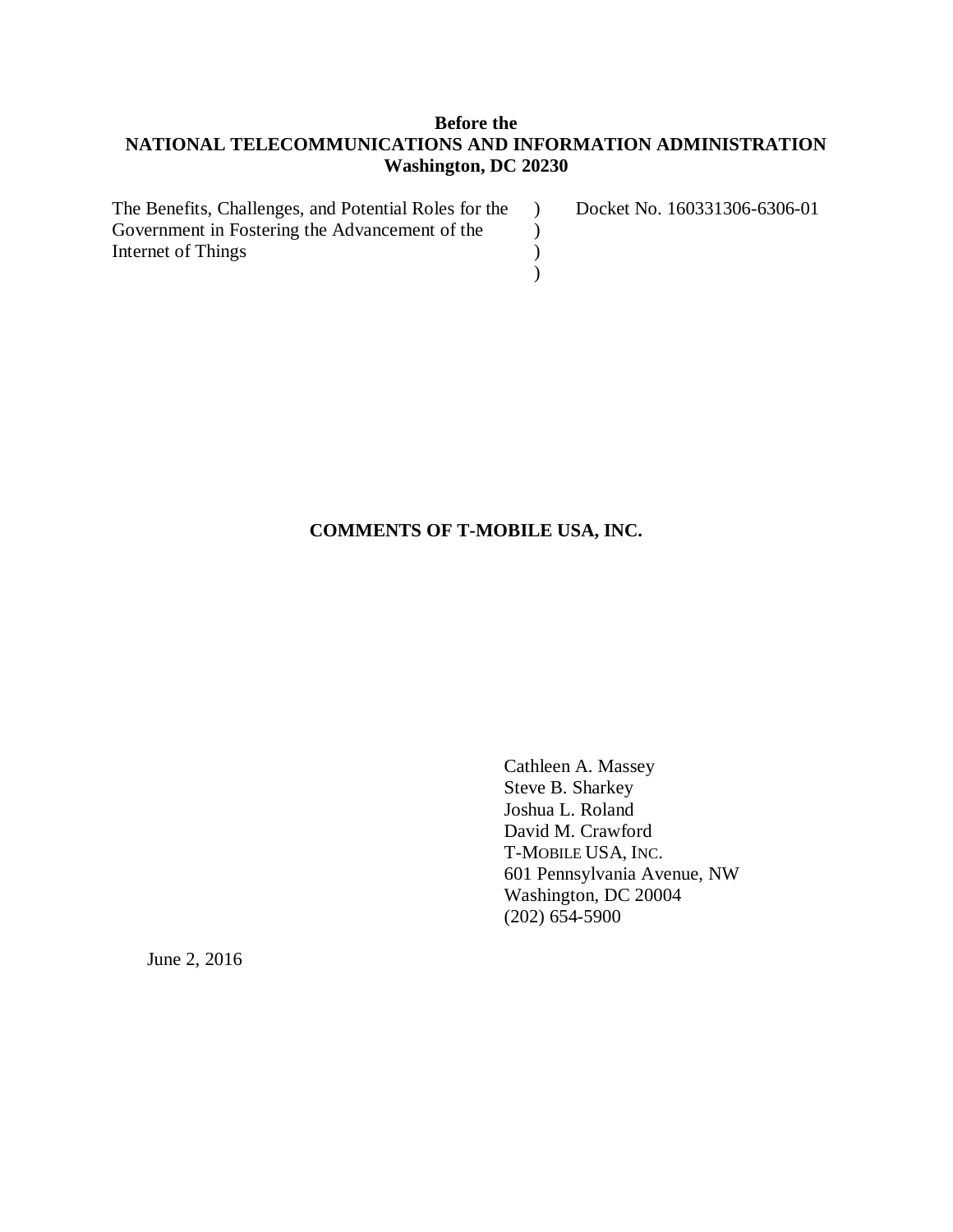**Before the**
**NATIONAL TELECOMMUNICATIONS AND INFORMATION ADMINISTRATION**
**Washington, DC 20230**

| | | |
|---|---|---|
| The Benefits, Challenges, and Potential Roles for the Government in Fostering the Advancement of the Internet of Things | ) <br> ) <br> ) <br> ) | Docket No. 160331306-6306-01 |

**COMMENTS OF T-MOBILE USA, INC.**

Cathleen A. Massey
Steve B. Sharkey
Joshua L. Roland
David M. Crawford
T-MOBILE USA, INC.
601 Pennsylvania Avenue, NW
Washington, DC 20004
(202) 654-5900

June 2, 2016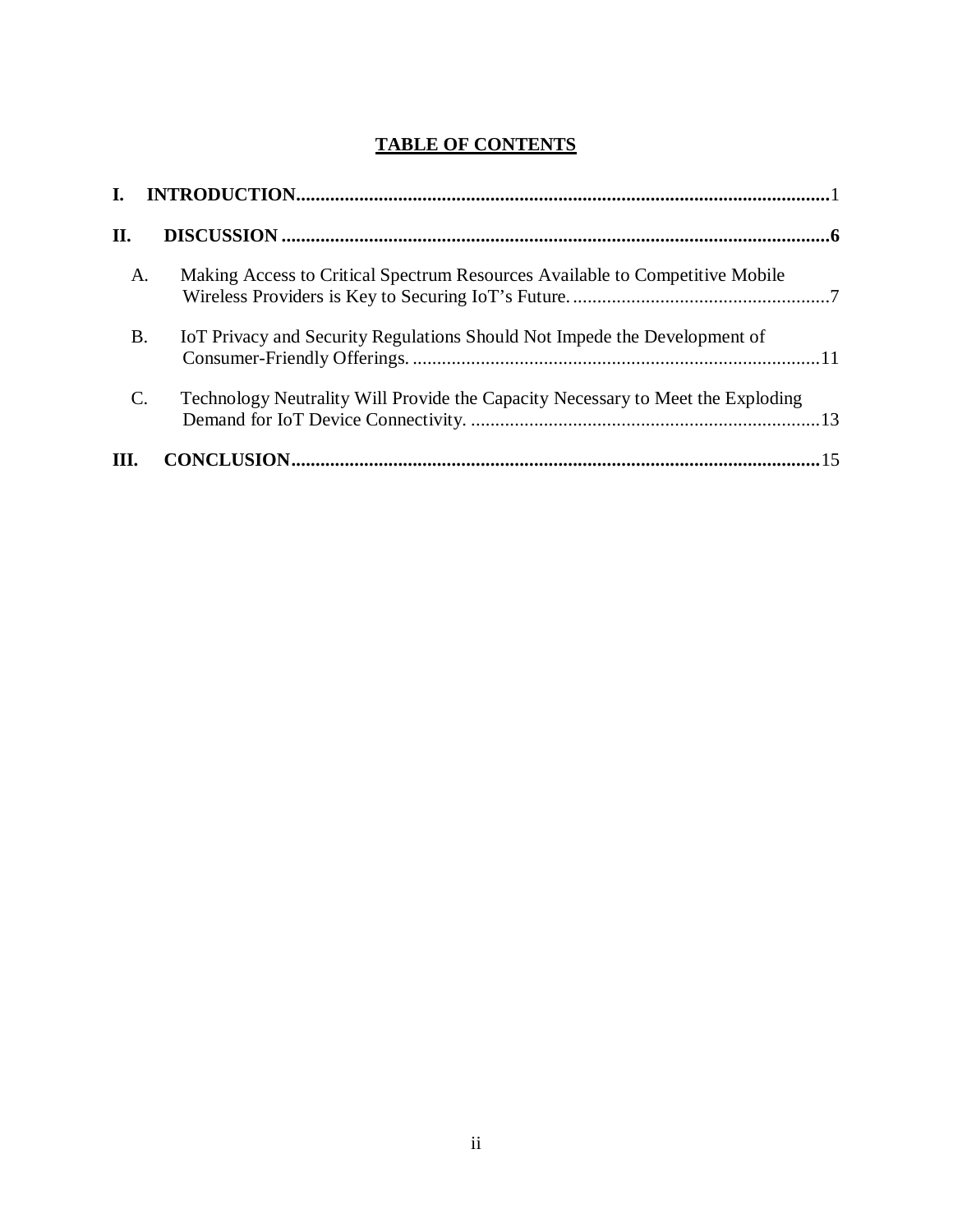## TABLE OF CONTENTS

**I. INTRODUCTION** ....... 1

**II. DISCUSSION** ....... **6**

- A. Making Access to Critical Spectrum Resources Available to Competitive Mobile Wireless Providers is Key to Securing IoT's Future. ....... 7
- B. IoT Privacy and Security Regulations Should Not Impede the Development of Consumer-Friendly Offerings. ....... 11
- C. Technology Neutrality Will Provide the Capacity Necessary to Meet the Exploding Demand for IoT Device Connectivity. ....... 13

**III. CONCLUSION** ....... 15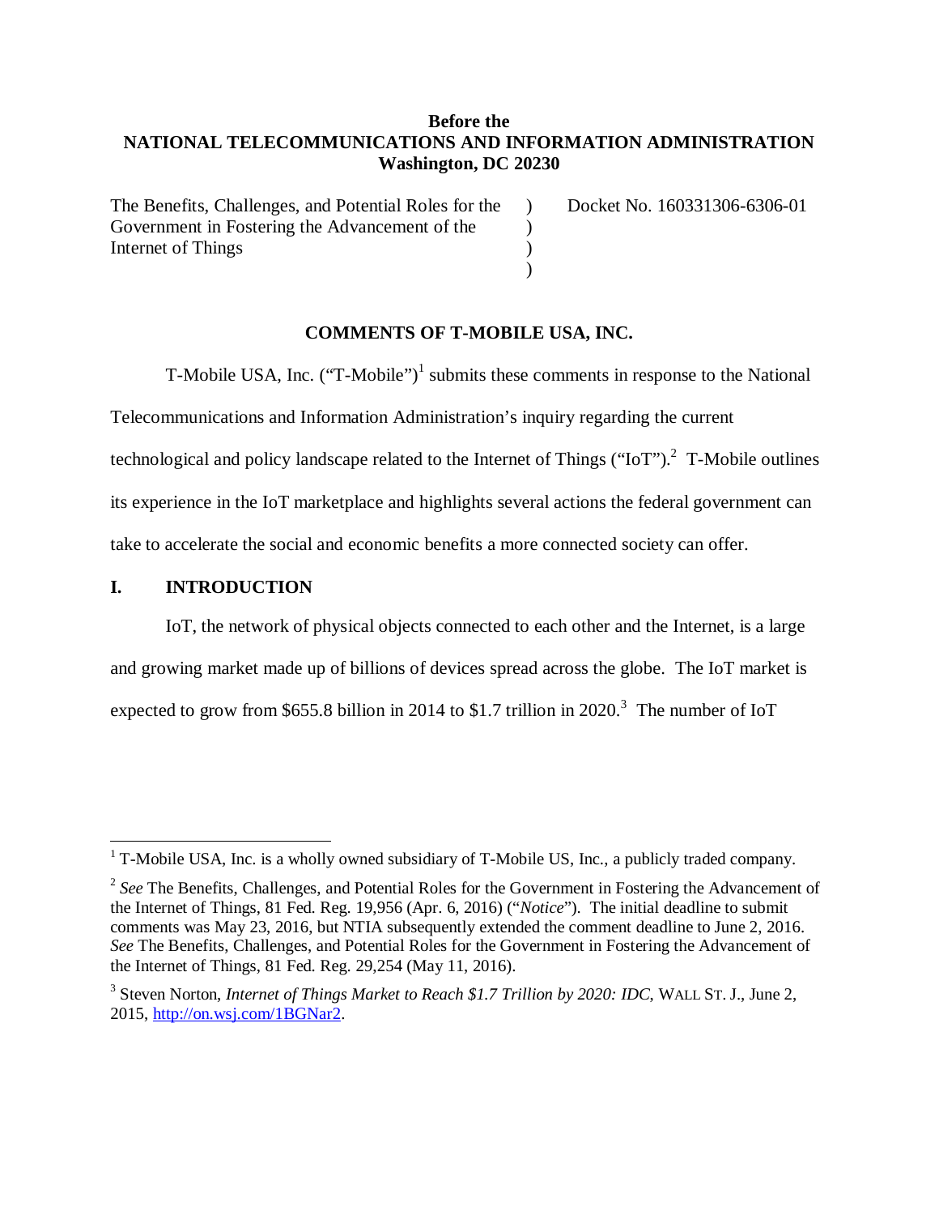**Before the**
**NATIONAL TELECOMMUNICATIONS AND INFORMATION ADMINISTRATION**
**Washington, DC 20230**

| | | |
|---|---|---|
| The Benefits, Challenges, and Potential Roles for the Government in Fostering the Advancement of the Internet of Things | ) ) ) ) | Docket No. 160331306-6306-01 |

**COMMENTS OF T-MOBILE USA, INC.**

T-Mobile USA, Inc. ("T-Mobile")[1] submits these comments in response to the National Telecommunications and Information Administration's inquiry regarding the current technological and policy landscape related to the Internet of Things ("IoT").[2] T-Mobile outlines its experience in the IoT marketplace and highlights several actions the federal government can take to accelerate the social and economic benefits a more connected society can offer.

## I. INTRODUCTION

IoT, the network of physical objects connected to each other and the Internet, is a large and growing market made up of billions of devices spread across the globe. The IoT market is expected to grow from $655.8 billion in 2014 to $1.7 trillion in 2020.[3] The number of IoT

---

[1] T-Mobile USA, Inc. is a wholly owned subsidiary of T-Mobile US, Inc., a publicly traded company.

[2] *See* The Benefits, Challenges, and Potential Roles for the Government in Fostering the Advancement of the Internet of Things, 81 Fed. Reg. 19,956 (Apr. 6, 2016) ("*Notice*"). The initial deadline to submit comments was May 23, 2016, but NTIA subsequently extended the comment deadline to June 2, 2016. *See* The Benefits, Challenges, and Potential Roles for the Government in Fostering the Advancement of the Internet of Things, 81 Fed. Reg. 29,254 (May 11, 2016).

[3] Steven Norton, *Internet of Things Market to Reach $1.7 Trillion by 2020: IDC*, WALL ST. J., June 2, 2015, http://on.wsj.com/1BGNar2.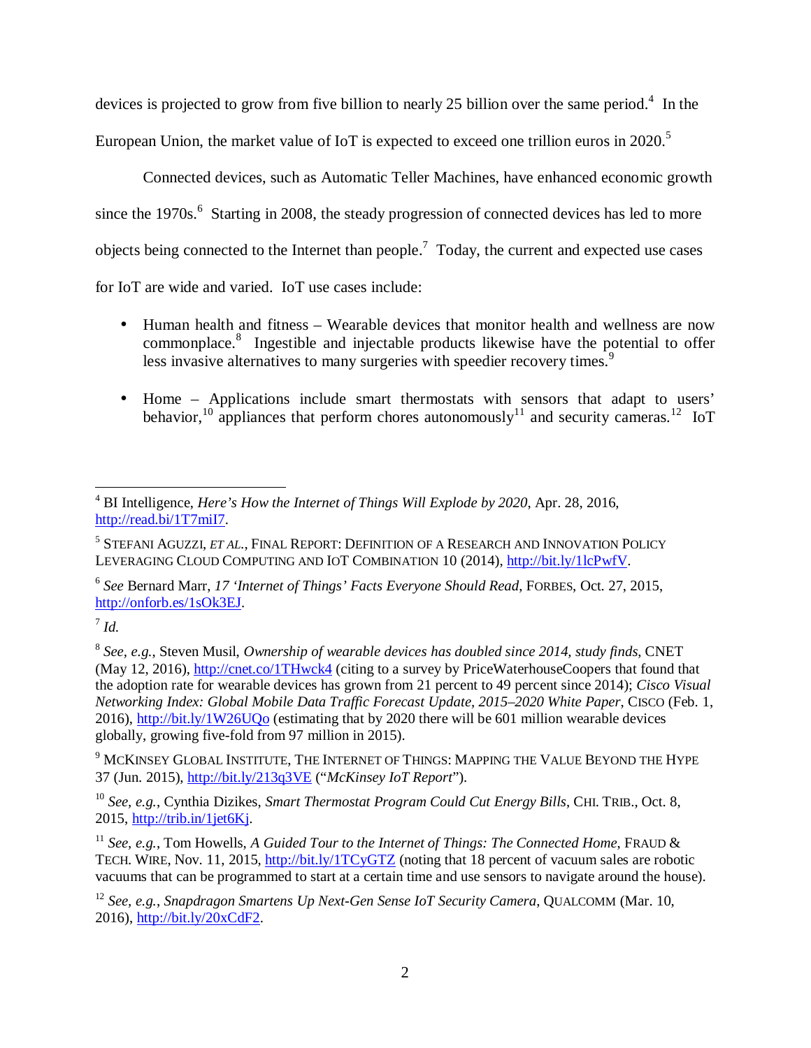devices is projected to grow from five billion to nearly 25 billion over the same period.[4] In the European Union, the market value of IoT is expected to exceed one trillion euros in 2020.[5]

Connected devices, such as Automatic Teller Machines, have enhanced economic growth since the 1970s.[6] Starting in 2008, the steady progression of connected devices has led to more objects being connected to the Internet than people.[7] Today, the current and expected use cases for IoT are wide and varied. IoT use cases include:

- Human health and fitness – Wearable devices that monitor health and wellness are now commonplace.[8] Ingestible and injectable products likewise have the potential to offer less invasive alternatives to many surgeries with speedier recovery times.[9]

- Home – Applications include smart thermostats with sensors that adapt to users' behavior,[10] appliances that perform chores autonomously[11] and security cameras.[12] IoT

---

[4] BI Intelligence, *Here's How the Internet of Things Will Explode by 2020*, Apr. 28, 2016, http://read.bi/1T7miI7.

[5] STEFANI AGUZZI, *ET AL.*, FINAL REPORT: DEFINITION OF A RESEARCH AND INNOVATION POLICY LEVERAGING CLOUD COMPUTING AND IOT COMBINATION 10 (2014), http://bit.ly/1lcPwfV.

[6] *See* Bernard Marr, *17 'Internet of Things' Facts Everyone Should Read*, FORBES, Oct. 27, 2015, http://onforb.es/1sOk3EJ.

[7] *Id.*

[8] *See, e.g.*, Steven Musil, *Ownership of wearable devices has doubled since 2014, study finds*, CNET (May 12, 2016), http://cnet.co/1THwck4 (citing to a survey by PriceWaterhouseCoopers that found that the adoption rate for wearable devices has grown from 21 percent to 49 percent since 2014); *Cisco Visual Networking Index: Global Mobile Data Traffic Forecast Update, 2015–2020 White Paper*, CISCO (Feb. 1, 2016), http://bit.ly/1W26UQo (estimating that by 2020 there will be 601 million wearable devices globally, growing five-fold from 97 million in 2015).

[9] MCKINSEY GLOBAL INSTITUTE, THE INTERNET OF THINGS: MAPPING THE VALUE BEYOND THE HYPE 37 (Jun. 2015), http://bit.ly/213q3VE ("*McKinsey IoT Report*").

[10] *See, e.g.*, Cynthia Dizikes, *Smart Thermostat Program Could Cut Energy Bills*, CHI. TRIB., Oct. 8, 2015, http://trib.in/1jet6Kj.

[11] *See, e.g.*, Tom Howells, *A Guided Tour to the Internet of Things: The Connected Home*, FRAUD & TECH. WIRE, Nov. 11, 2015, http://bit.ly/1TCyGTZ (noting that 18 percent of vacuum sales are robotic vacuums that can be programmed to start at a certain time and use sensors to navigate around the house).

[12] *See, e.g.*, *Snapdragon Smartens Up Next-Gen Sense IoT Security Camera*, QUALCOMM (Mar. 10, 2016), http://bit.ly/20xCdF2.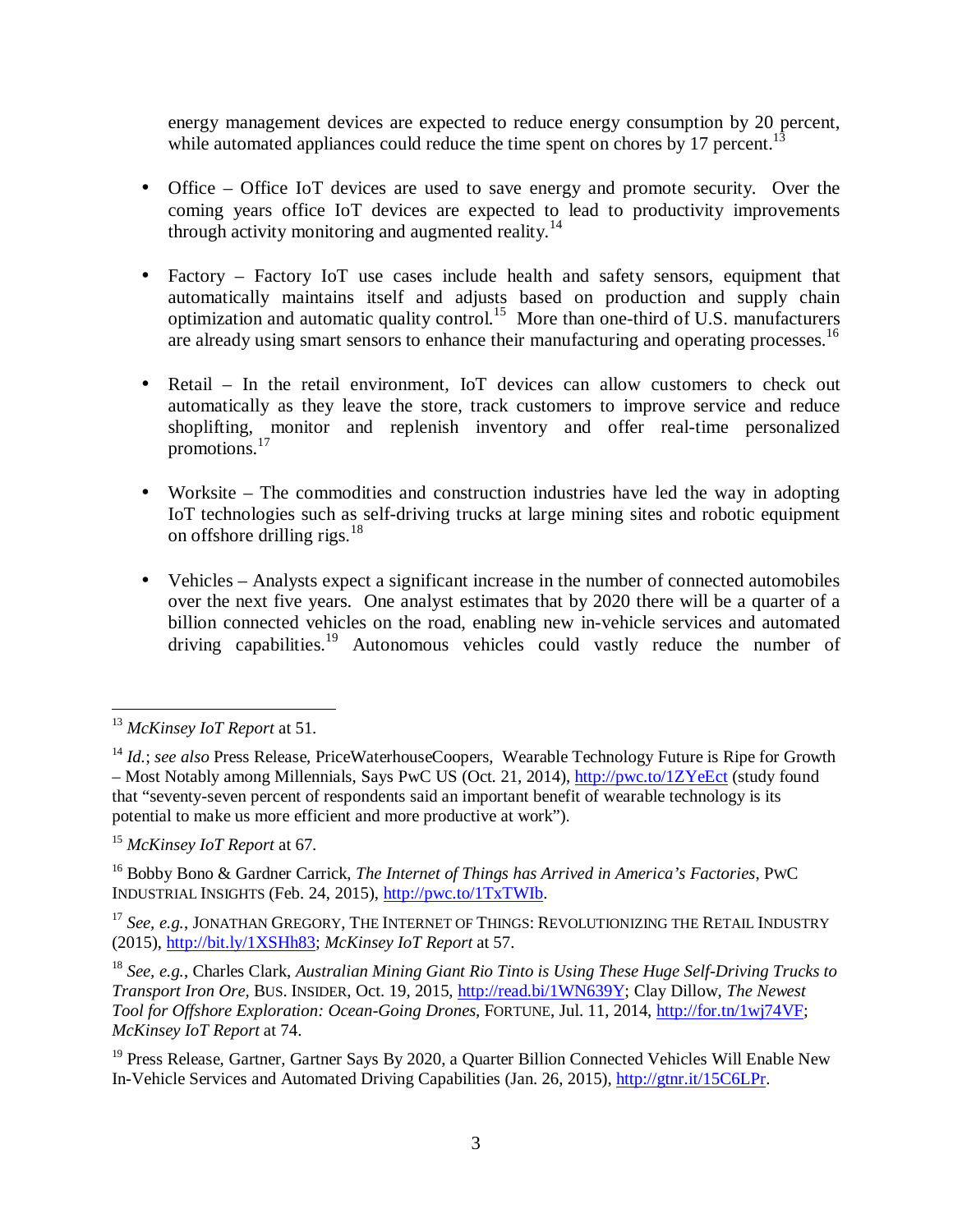energy management devices are expected to reduce energy consumption by 20 percent, while automated appliances could reduce the time spent on chores by 17 percent.[13]

- Office – Office IoT devices are used to save energy and promote security. Over the coming years office IoT devices are expected to lead to productivity improvements through activity monitoring and augmented reality.[14]

- Factory – Factory IoT use cases include health and safety sensors, equipment that automatically maintains itself and adjusts based on production and supply chain optimization and automatic quality control.[15] More than one-third of U.S. manufacturers are already using smart sensors to enhance their manufacturing and operating processes.[16]

- Retail – In the retail environment, IoT devices can allow customers to check out automatically as they leave the store, track customers to improve service and reduce shoplifting, monitor and replenish inventory and offer real-time personalized promotions.[17]

- Worksite – The commodities and construction industries have led the way in adopting IoT technologies such as self-driving trucks at large mining sites and robotic equipment on offshore drilling rigs.[18]

- Vehicles – Analysts expect a significant increase in the number of connected automobiles over the next five years. One analyst estimates that by 2020 there will be a quarter of a billion connected vehicles on the road, enabling new in-vehicle services and automated driving capabilities.[19] Autonomous vehicles could vastly reduce the number of

---

[13] *McKinsey IoT Report* at 51.

[14] *Id.*; *see also* Press Release, PriceWaterhouseCoopers, Wearable Technology Future is Ripe for Growth – Most Notably among Millennials, Says PwC US (Oct. 21, 2014), http://pwc.to/1ZYeEct (study found that "seventy-seven percent of respondents said an important benefit of wearable technology is its potential to make us more efficient and more productive at work").

[15] *McKinsey IoT Report* at 67.

[16] Bobby Bono & Gardner Carrick, *The Internet of Things has Arrived in America's Factories*, PwC INDUSTRIAL INSIGHTS (Feb. 24, 2015), http://pwc.to/1TxTWIb.

[17] *See, e.g.*, JONATHAN GREGORY, THE INTERNET OF THINGS: REVOLUTIONIZING THE RETAIL INDUSTRY (2015), http://bit.ly/1XSHh83; *McKinsey IoT Report* at 57.

[18] *See, e.g.*, Charles Clark, *Australian Mining Giant Rio Tinto is Using These Huge Self-Driving Trucks to Transport Iron Ore*, BUS. INSIDER, Oct. 19, 2015, http://read.bi/1WN639Y; Clay Dillow, *The Newest Tool for Offshore Exploration: Ocean-Going Drones*, FORTUNE, Jul. 11, 2014, http://for.tn/1wj74VF; *McKinsey IoT Report* at 74.

[19] Press Release, Gartner, Gartner Says By 2020, a Quarter Billion Connected Vehicles Will Enable New In-Vehicle Services and Automated Driving Capabilities (Jan. 26, 2015), http://gtnr.it/15C6LPr.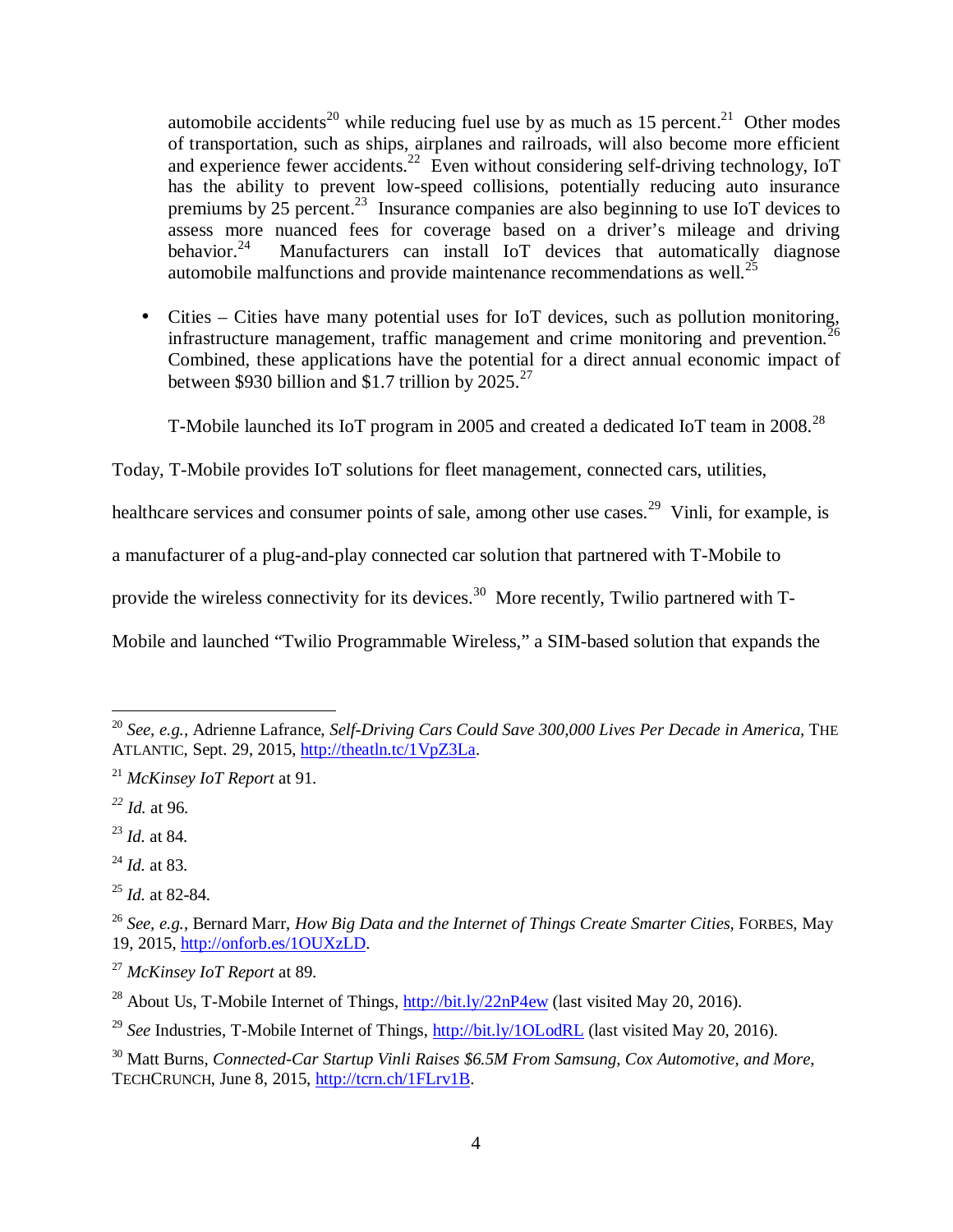automobile accidents[20] while reducing fuel use by as much as 15 percent.[21] Other modes of transportation, such as ships, airplanes and railroads, will also become more efficient and experience fewer accidents.[22] Even without considering self-driving technology, IoT has the ability to prevent low-speed collisions, potentially reducing auto insurance premiums by 25 percent.[23] Insurance companies are also beginning to use IoT devices to assess more nuanced fees for coverage based on a driver's mileage and driving behavior.[24] Manufacturers can install IoT devices that automatically diagnose automobile malfunctions and provide maintenance recommendations as well.[25]

- Cities – Cities have many potential uses for IoT devices, such as pollution monitoring, infrastructure management, traffic management and crime monitoring and prevention.[26] Combined, these applications have the potential for a direct annual economic impact of between $930 billion and $1.7 trillion by 2025.[27]

T-Mobile launched its IoT program in 2005 and created a dedicated IoT team in 2008.[28] Today, T-Mobile provides IoT solutions for fleet management, connected cars, utilities, healthcare services and consumer points of sale, among other use cases.[29] Vinli, for example, is a manufacturer of a plug-and-play connected car solution that partnered with T-Mobile to provide the wireless connectivity for its devices.[30] More recently, Twilio partnered with T-Mobile and launched "Twilio Programmable Wireless," a SIM-based solution that expands the

---

[20] *See, e.g.*, Adrienne Lafrance, *Self-Driving Cars Could Save 300,000 Lives Per Decade in America*, THE ATLANTIC, Sept. 29, 2015, http://theatln.tc/1VpZ3La.

[21] *McKinsey IoT Report* at 91.

[22] *Id.* at 96.

[23] *Id.* at 84.

[24] *Id.* at 83.

[25] *Id.* at 82-84.

[26] *See, e.g.*, Bernard Marr, *How Big Data and the Internet of Things Create Smarter Cities*, FORBES, May 19, 2015, http://onforb.es/1OUXzLD.

[27] *McKinsey IoT Report* at 89.

[28] About Us, T-Mobile Internet of Things, http://bit.ly/22nP4ew (last visited May 20, 2016).

[29] *See* Industries, T-Mobile Internet of Things, http://bit.ly/1OLodRL (last visited May 20, 2016).

[30] Matt Burns, *Connected-Car Startup Vinli Raises $6.5M From Samsung, Cox Automotive, and More*, TECHCRUNCH, June 8, 2015, http://tcrn.ch/1FLrv1B.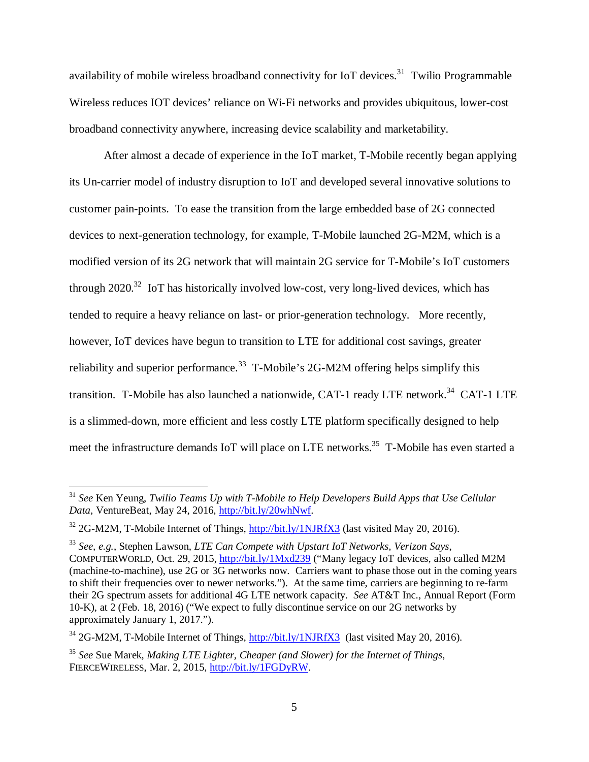availability of mobile wireless broadband connectivity for IoT devices.[31] Twilio Programmable Wireless reduces IOT devices' reliance on Wi-Fi networks and provides ubiquitous, lower-cost broadband connectivity anywhere, increasing device scalability and marketability.

After almost a decade of experience in the IoT market, T-Mobile recently began applying its Un-carrier model of industry disruption to IoT and developed several innovative solutions to customer pain-points. To ease the transition from the large embedded base of 2G connected devices to next-generation technology, for example, T-Mobile launched 2G-M2M, which is a modified version of its 2G network that will maintain 2G service for T-Mobile's IoT customers through 2020.[32] IoT has historically involved low-cost, very long-lived devices, which has tended to require a heavy reliance on last- or prior-generation technology. More recently, however, IoT devices have begun to transition to LTE for additional cost savings, greater reliability and superior performance.[33] T-Mobile's 2G-M2M offering helps simplify this transition. T-Mobile has also launched a nationwide, CAT-1 ready LTE network.[34] CAT-1 LTE is a slimmed-down, more efficient and less costly LTE platform specifically designed to help meet the infrastructure demands IoT will place on LTE networks.[35] T-Mobile has even started a

---

[31] *See* Ken Yeung, *Twilio Teams Up with T-Mobile to Help Developers Build Apps that Use Cellular Data*, VentureBeat, May 24, 2016, http://bit.ly/20whNwf.

[32] 2G-M2M, T-Mobile Internet of Things, http://bit.ly/1NJRfX3 (last visited May 20, 2016).

[33] *See, e.g.*, Stephen Lawson, *LTE Can Compete with Upstart IoT Networks, Verizon Says*, COMPUTERWORLD, Oct. 29, 2015, http://bit.ly/1Mxd239 ("Many legacy IoT devices, also called M2M (machine-to-machine), use 2G or 3G networks now. Carriers want to phase those out in the coming years to shift their frequencies over to newer networks."). At the same time, carriers are beginning to re-farm their 2G spectrum assets for additional 4G LTE network capacity. *See* AT&T Inc., Annual Report (Form 10-K), at 2 (Feb. 18, 2016) ("We expect to fully discontinue service on our 2G networks by approximately January 1, 2017.").

[34] 2G-M2M, T-Mobile Internet of Things, http://bit.ly/1NJRfX3 (last visited May 20, 2016).

[35] *See* Sue Marek, *Making LTE Lighter, Cheaper (and Slower) for the Internet of Things*, FIERCEWIRELESS, Mar. 2, 2015, http://bit.ly/1FGDyRW.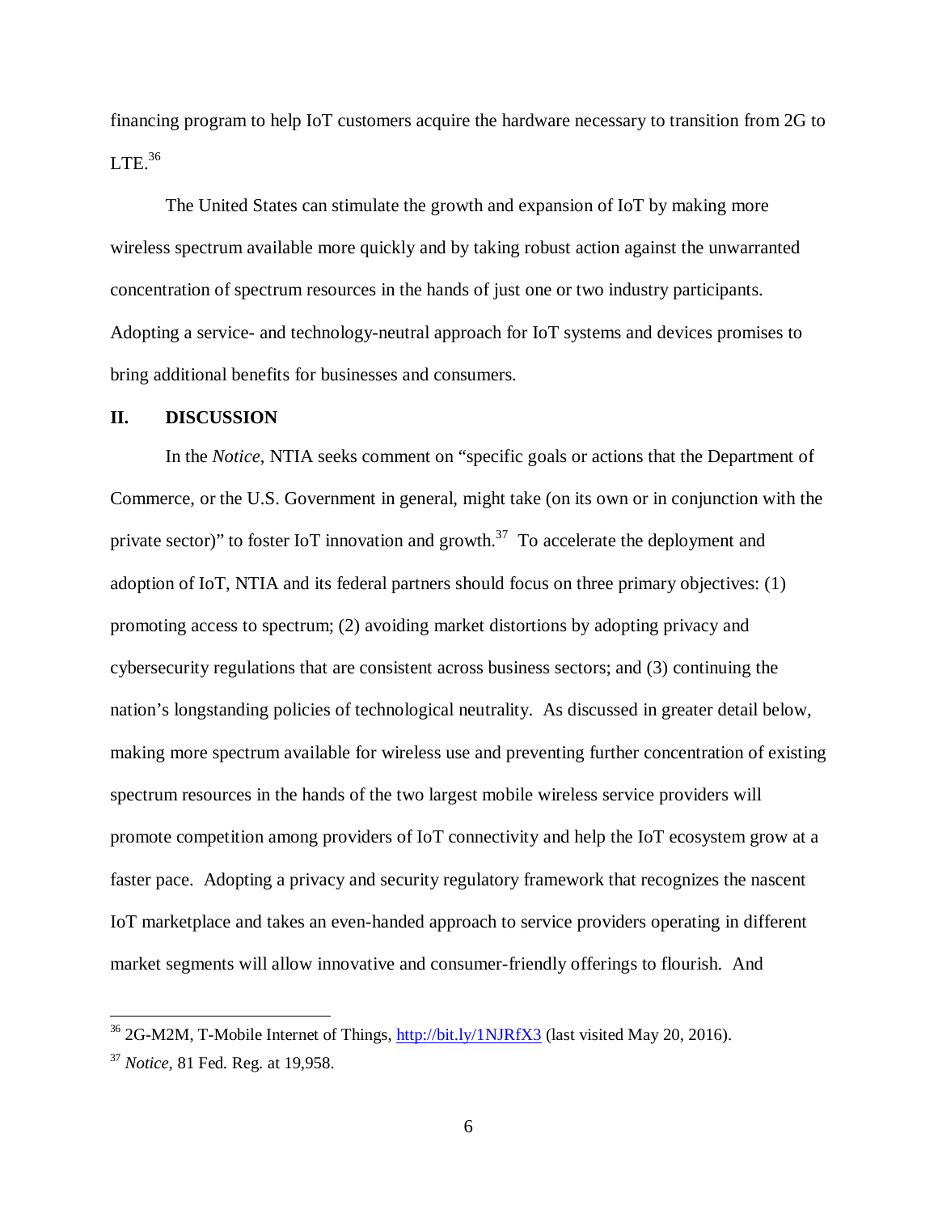financing program to help IoT customers acquire the hardware necessary to transition from 2G to LTE.[36]

The United States can stimulate the growth and expansion of IoT by making more wireless spectrum available more quickly and by taking robust action against the unwarranted concentration of spectrum resources in the hands of just one or two industry participants. Adopting a service- and technology-neutral approach for IoT systems and devices promises to bring additional benefits for businesses and consumers.

## II. DISCUSSION

In the *Notice*, NTIA seeks comment on "specific goals or actions that the Department of Commerce, or the U.S. Government in general, might take (on its own or in conjunction with the private sector)" to foster IoT innovation and growth.[37] To accelerate the deployment and adoption of IoT, NTIA and its federal partners should focus on three primary objectives: (1) promoting access to spectrum; (2) avoiding market distortions by adopting privacy and cybersecurity regulations that are consistent across business sectors; and (3) continuing the nation's longstanding policies of technological neutrality. As discussed in greater detail below, making more spectrum available for wireless use and preventing further concentration of existing spectrum resources in the hands of the two largest mobile wireless service providers will promote competition among providers of IoT connectivity and help the IoT ecosystem grow at a faster pace. Adopting a privacy and security regulatory framework that recognizes the nascent IoT marketplace and takes an even-handed approach to service providers operating in different market segments will allow innovative and consumer-friendly offerings to flourish. And

---

[36] 2G-M2M, T-Mobile Internet of Things, http://bit.ly/1NJRfX3 (last visited May 20, 2016).

[37] *Notice*, 81 Fed. Reg. at 19,958.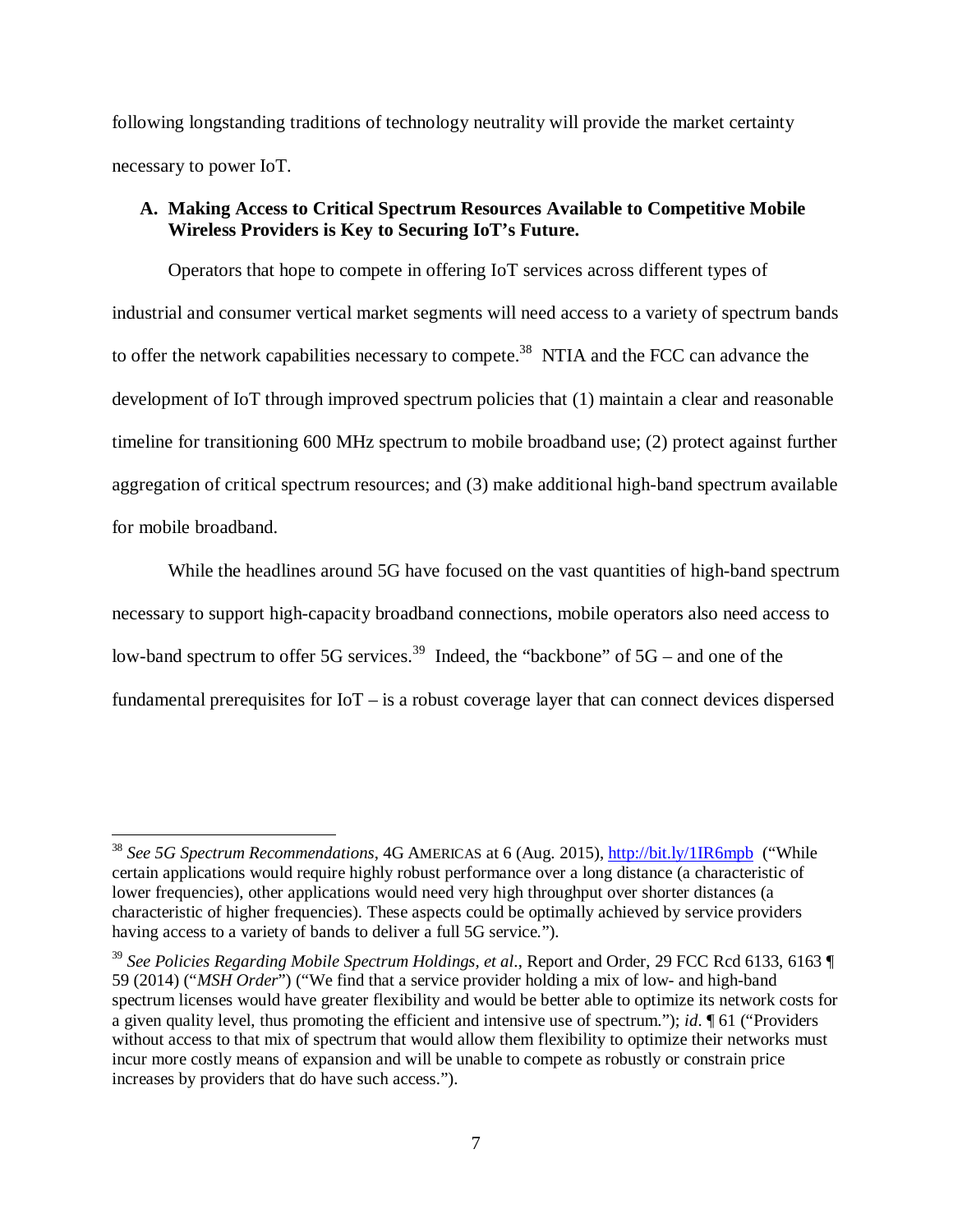following longstanding traditions of technology neutrality will provide the market certainty necessary to power IoT.

### A. Making Access to Critical Spectrum Resources Available to Competitive Mobile Wireless Providers is Key to Securing IoT's Future.

Operators that hope to compete in offering IoT services across different types of industrial and consumer vertical market segments will need access to a variety of spectrum bands to offer the network capabilities necessary to compete.[38] NTIA and the FCC can advance the development of IoT through improved spectrum policies that (1) maintain a clear and reasonable timeline for transitioning 600 MHz spectrum to mobile broadband use; (2) protect against further aggregation of critical spectrum resources; and (3) make additional high-band spectrum available for mobile broadband.

While the headlines around 5G have focused on the vast quantities of high-band spectrum necessary to support high-capacity broadband connections, mobile operators also need access to low-band spectrum to offer 5G services.[39] Indeed, the "backbone" of 5G – and one of the fundamental prerequisites for IoT – is a robust coverage layer that can connect devices dispersed

---

[38] *See 5G Spectrum Recommendations*, 4G AMERICAS at 6 (Aug. 2015), http://bit.ly/1IR6mpb ("While certain applications would require highly robust performance over a long distance (a characteristic of lower frequencies), other applications would need very high throughput over shorter distances (a characteristic of higher frequencies). These aspects could be optimally achieved by service providers having access to a variety of bands to deliver a full 5G service.").

[39] *See Policies Regarding Mobile Spectrum Holdings, et al.*, Report and Order, 29 FCC Rcd 6133, 6163 ¶ 59 (2014) ("*MSH Order*") ("We find that a service provider holding a mix of low- and high-band spectrum licenses would have greater flexibility and would be better able to optimize its network costs for a given quality level, thus promoting the efficient and intensive use of spectrum."); *id*. ¶ 61 ("Providers without access to that mix of spectrum that would allow them flexibility to optimize their networks must incur more costly means of expansion and will be unable to compete as robustly or constrain price increases by providers that do have such access.").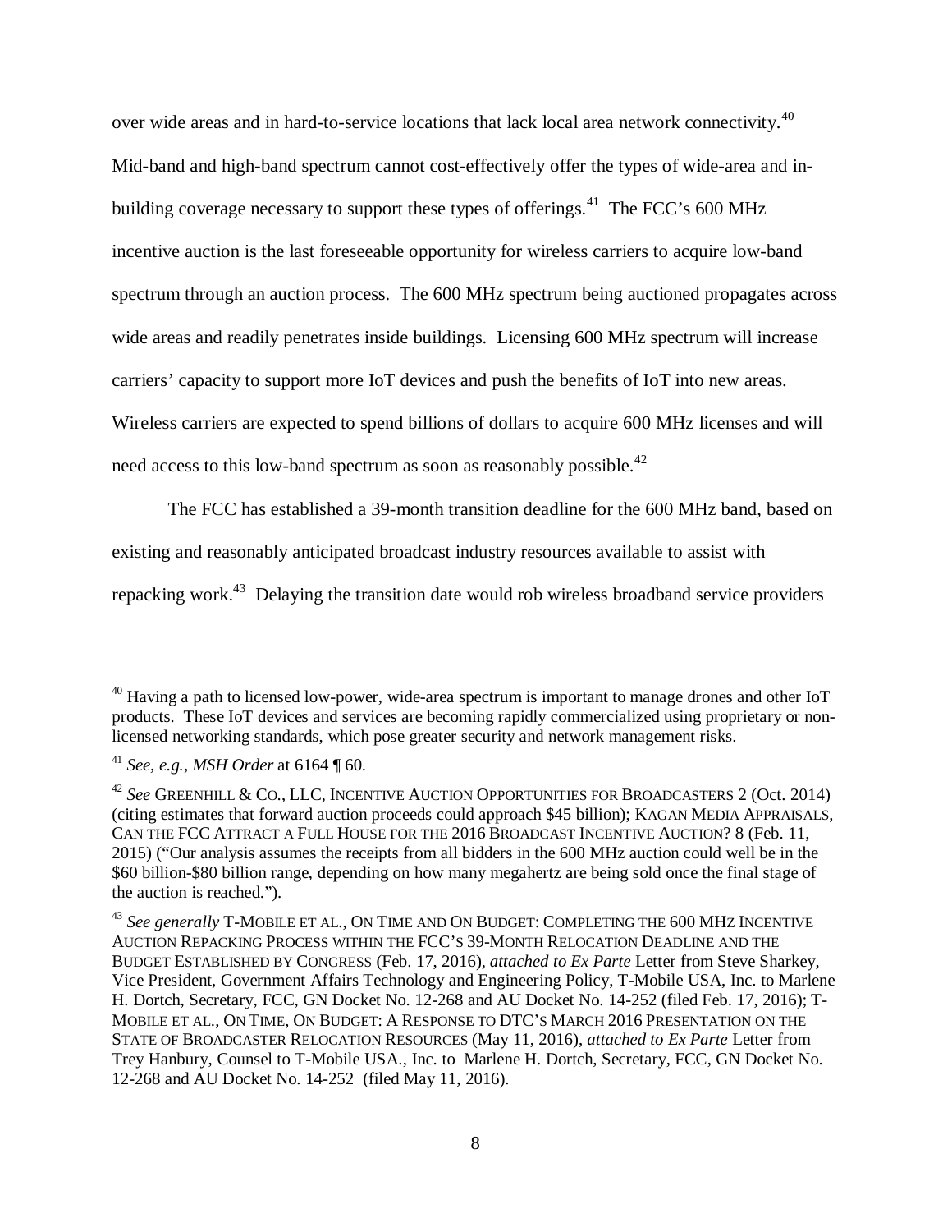over wide areas and in hard-to-service locations that lack local area network connectivity.[40] Mid-band and high-band spectrum cannot cost-effectively offer the types of wide-area and in-building coverage necessary to support these types of offerings.[41] The FCC's 600 MHz incentive auction is the last foreseeable opportunity for wireless carriers to acquire low-band spectrum through an auction process. The 600 MHz spectrum being auctioned propagates across wide areas and readily penetrates inside buildings. Licensing 600 MHz spectrum will increase carriers' capacity to support more IoT devices and push the benefits of IoT into new areas. Wireless carriers are expected to spend billions of dollars to acquire 600 MHz licenses and will need access to this low-band spectrum as soon as reasonably possible.[42]

The FCC has established a 39-month transition deadline for the 600 MHz band, based on existing and reasonably anticipated broadcast industry resources available to assist with repacking work.[43] Delaying the transition date would rob wireless broadband service providers

---

[40] Having a path to licensed low-power, wide-area spectrum is important to manage drones and other IoT products. These IoT devices and services are becoming rapidly commercialized using proprietary or non-licensed networking standards, which pose greater security and network management risks.

[41] *See, e.g.*, *MSH Order* at 6164 ¶ 60.

[42] *See* GREENHILL & CO., LLC, INCENTIVE AUCTION OPPORTUNITIES FOR BROADCASTERS 2 (Oct. 2014) (citing estimates that forward auction proceeds could approach $45 billion); KAGAN MEDIA APPRAISALS, CAN THE FCC ATTRACT A FULL HOUSE FOR THE 2016 BROADCAST INCENTIVE AUCTION? 8 (Feb. 11, 2015) ("Our analysis assumes the receipts from all bidders in the 600 MHz auction could well be in the $60 billion-$80 billion range, depending on how many megahertz are being sold once the final stage of the auction is reached.").

[43] *See generally* T-MOBILE ET AL., ON TIME AND ON BUDGET: COMPLETING THE 600 MHZ INCENTIVE AUCTION REPACKING PROCESS WITHIN THE FCC'S 39-MONTH RELOCATION DEADLINE AND THE BUDGET ESTABLISHED BY CONGRESS (Feb. 17, 2016), *attached to Ex Parte* Letter from Steve Sharkey, Vice President, Government Affairs Technology and Engineering Policy, T-Mobile USA, Inc. to Marlene H. Dortch, Secretary, FCC, GN Docket No. 12-268 and AU Docket No. 14-252 (filed Feb. 17, 2016); T-MOBILE ET AL., ON TIME, ON BUDGET: A RESPONSE TO DTC'S MARCH 2016 PRESENTATION ON THE STATE OF BROADCASTER RELOCATION RESOURCES (May 11, 2016), *attached to Ex Parte* Letter from Trey Hanbury, Counsel to T-Mobile USA., Inc. to Marlene H. Dortch, Secretary, FCC, GN Docket No. 12-268 and AU Docket No. 14-252 (filed May 11, 2016).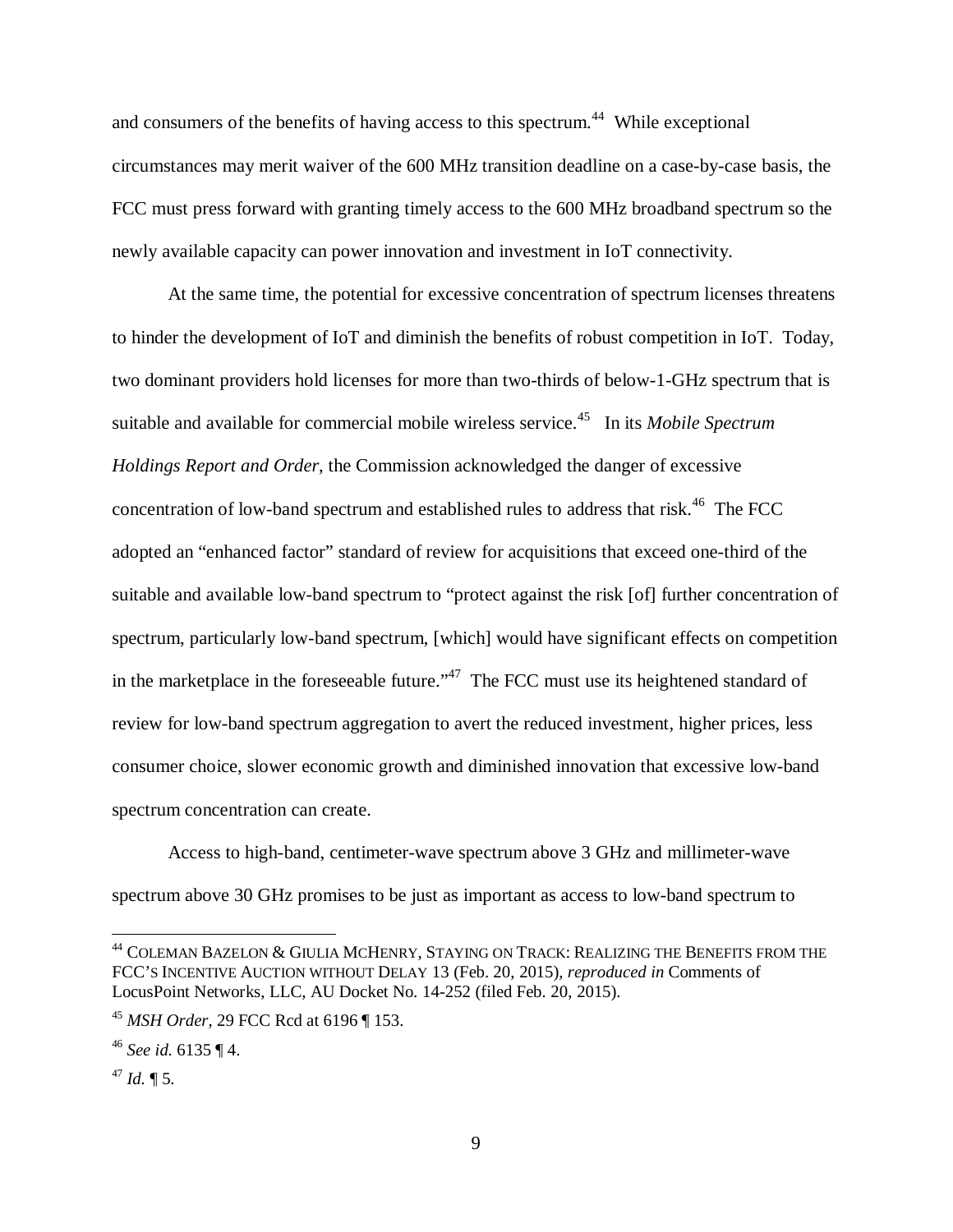and consumers of the benefits of having access to this spectrum.[44] While exceptional circumstances may merit waiver of the 600 MHz transition deadline on a case-by-case basis, the FCC must press forward with granting timely access to the 600 MHz broadband spectrum so the newly available capacity can power innovation and investment in IoT connectivity.

At the same time, the potential for excessive concentration of spectrum licenses threatens to hinder the development of IoT and diminish the benefits of robust competition in IoT. Today, two dominant providers hold licenses for more than two-thirds of below-1-GHz spectrum that is suitable and available for commercial mobile wireless service.[45] In its *Mobile Spectrum Holdings Report and Order*, the Commission acknowledged the danger of excessive concentration of low-band spectrum and established rules to address that risk.[46] The FCC adopted an "enhanced factor" standard of review for acquisitions that exceed one-third of the suitable and available low-band spectrum to "protect against the risk [of] further concentration of spectrum, particularly low-band spectrum, [which] would have significant effects on competition in the marketplace in the foreseeable future."[47] The FCC must use its heightened standard of review for low-band spectrum aggregation to avert the reduced investment, higher prices, less consumer choice, slower economic growth and diminished innovation that excessive low-band spectrum concentration can create.

Access to high-band, centimeter-wave spectrum above 3 GHz and millimeter-wave spectrum above 30 GHz promises to be just as important as access to low-band spectrum to

---

[44] COLEMAN BAZELON & GIULIA MCHENRY, STAYING ON TRACK: REALIZING THE BENEFITS FROM THE FCC'S INCENTIVE AUCTION WITHOUT DELAY 13 (Feb. 20, 2015), *reproduced in* Comments of LocusPoint Networks, LLC, AU Docket No. 14-252 (filed Feb. 20, 2015).

[45] *MSH Order*, 29 FCC Rcd at 6196 ¶ 153.

[46] *See id.* 6135 ¶ 4.

[47] *Id.* ¶ 5.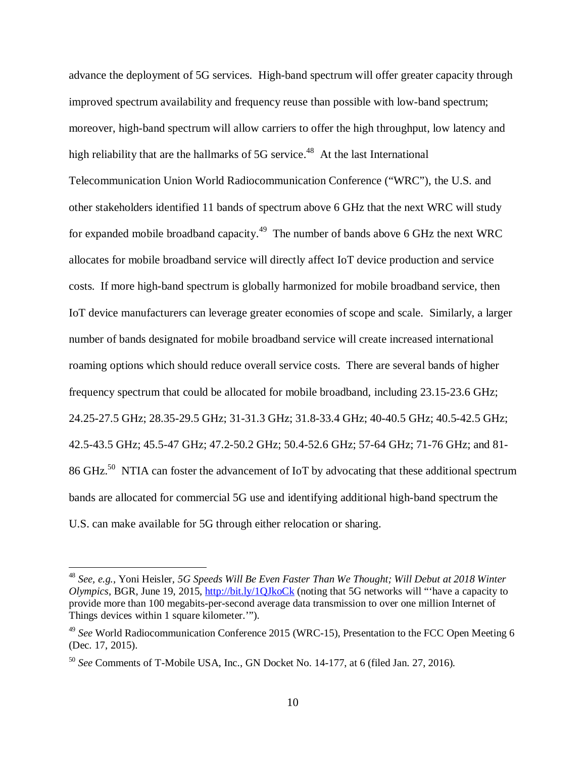advance the deployment of 5G services. High-band spectrum will offer greater capacity through improved spectrum availability and frequency reuse than possible with low-band spectrum; moreover, high-band spectrum will allow carriers to offer the high throughput, low latency and high reliability that are the hallmarks of 5G service.[48] At the last International Telecommunication Union World Radiocommunication Conference ("WRC"), the U.S. and other stakeholders identified 11 bands of spectrum above 6 GHz that the next WRC will study for expanded mobile broadband capacity.[49] The number of bands above 6 GHz the next WRC allocates for mobile broadband service will directly affect IoT device production and service costs. If more high-band spectrum is globally harmonized for mobile broadband service, then IoT device manufacturers can leverage greater economies of scope and scale. Similarly, a larger number of bands designated for mobile broadband service will create increased international roaming options which should reduce overall service costs. There are several bands of higher frequency spectrum that could be allocated for mobile broadband, including 23.15-23.6 GHz; 24.25-27.5 GHz; 28.35-29.5 GHz; 31-31.3 GHz; 31.8-33.4 GHz; 40-40.5 GHz; 40.5-42.5 GHz; 42.5-43.5 GHz; 45.5-47 GHz; 47.2-50.2 GHz; 50.4-52.6 GHz; 57-64 GHz; 71-76 GHz; and 81-86 GHz.[50] NTIA can foster the advancement of IoT by advocating that these additional spectrum bands are allocated for commercial 5G use and identifying additional high-band spectrum the U.S. can make available for 5G through either relocation or sharing.

---

[48] *See, e.g.*, Yoni Heisler, *5G Speeds Will Be Even Faster Than We Thought; Will Debut at 2018 Winter Olympics*, BGR, June 19, 2015, http://bit.ly/1QJkoCk (noting that 5G networks will "'have a capacity to provide more than 100 megabits-per-second average data transmission to over one million Internet of Things devices within 1 square kilometer.'").

[49] *See* World Radiocommunication Conference 2015 (WRC-15), Presentation to the FCC Open Meeting 6 (Dec. 17, 2015).

[50] *See* Comments of T-Mobile USA, Inc., GN Docket No. 14-177, at 6 (filed Jan. 27, 2016).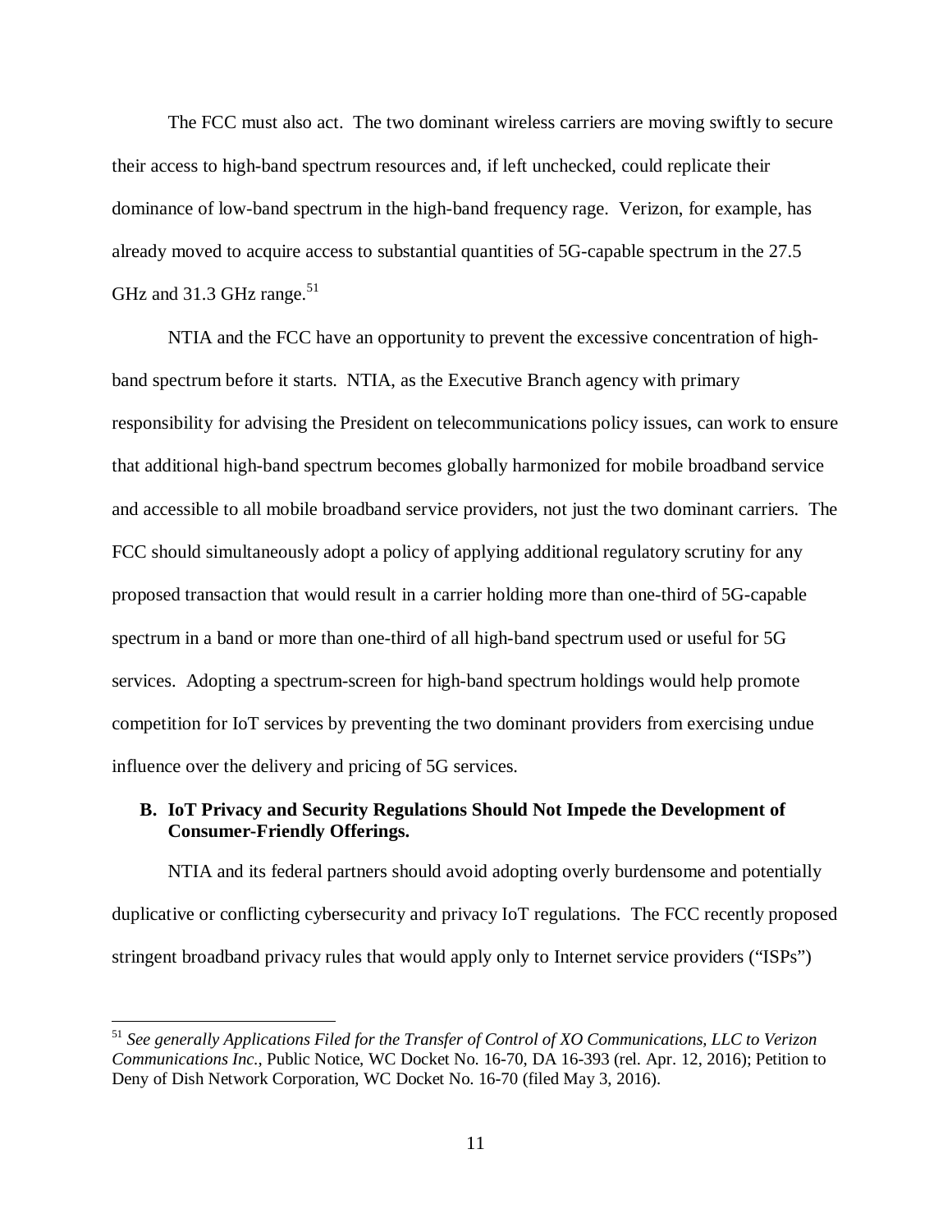The FCC must also act. The two dominant wireless carriers are moving swiftly to secure their access to high-band spectrum resources and, if left unchecked, could replicate their dominance of low-band spectrum in the high-band frequency rage. Verizon, for example, has already moved to acquire access to substantial quantities of 5G-capable spectrum in the 27.5 GHz and 31.3 GHz range.[51]

NTIA and the FCC have an opportunity to prevent the excessive concentration of high-band spectrum before it starts. NTIA, as the Executive Branch agency with primary responsibility for advising the President on telecommunications policy issues, can work to ensure that additional high-band spectrum becomes globally harmonized for mobile broadband service and accessible to all mobile broadband service providers, not just the two dominant carriers. The FCC should simultaneously adopt a policy of applying additional regulatory scrutiny for any proposed transaction that would result in a carrier holding more than one-third of 5G-capable spectrum in a band or more than one-third of all high-band spectrum used or useful for 5G services. Adopting a spectrum-screen for high-band spectrum holdings would help promote competition for IoT services by preventing the two dominant providers from exercising undue influence over the delivery and pricing of 5G services.

### B. IoT Privacy and Security Regulations Should Not Impede the Development of Consumer-Friendly Offerings.

NTIA and its federal partners should avoid adopting overly burdensome and potentially duplicative or conflicting cybersecurity and privacy IoT regulations. The FCC recently proposed stringent broadband privacy rules that would apply only to Internet service providers ("ISPs")

---

[51] *See generally Applications Filed for the Transfer of Control of XO Communications, LLC to Verizon Communications Inc.*, Public Notice, WC Docket No. 16-70, DA 16-393 (rel. Apr. 12, 2016); Petition to Deny of Dish Network Corporation, WC Docket No. 16-70 (filed May 3, 2016).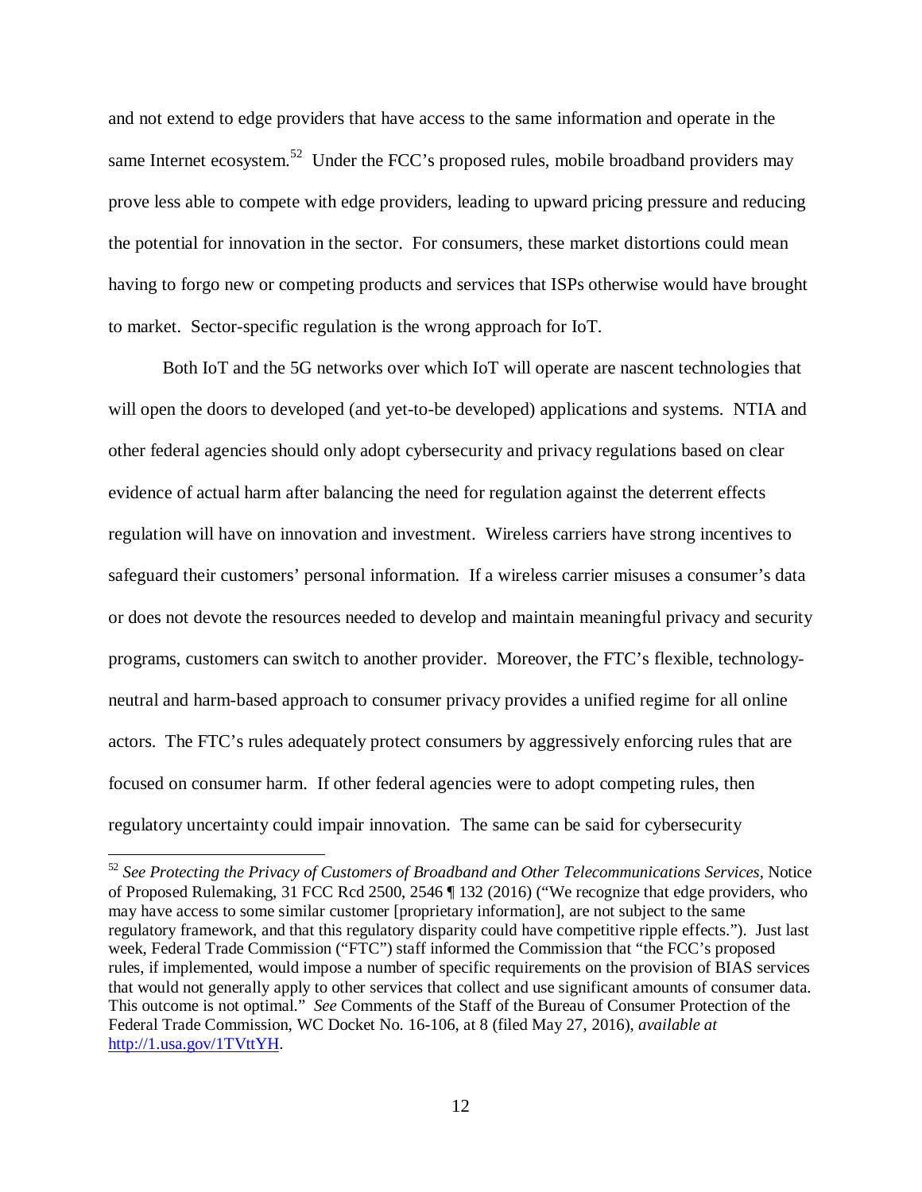and not extend to edge providers that have access to the same information and operate in the same Internet ecosystem.[52] Under the FCC's proposed rules, mobile broadband providers may prove less able to compete with edge providers, leading to upward pricing pressure and reducing the potential for innovation in the sector. For consumers, these market distortions could mean having to forgo new or competing products and services that ISPs otherwise would have brought to market. Sector-specific regulation is the wrong approach for IoT.

Both IoT and the 5G networks over which IoT will operate are nascent technologies that will open the doors to developed (and yet-to-be developed) applications and systems. NTIA and other federal agencies should only adopt cybersecurity and privacy regulations based on clear evidence of actual harm after balancing the need for regulation against the deterrent effects regulation will have on innovation and investment. Wireless carriers have strong incentives to safeguard their customers' personal information. If a wireless carrier misuses a consumer's data or does not devote the resources needed to develop and maintain meaningful privacy and security programs, customers can switch to another provider. Moreover, the FTC's flexible, technology-neutral and harm-based approach to consumer privacy provides a unified regime for all online actors. The FTC's rules adequately protect consumers by aggressively enforcing rules that are focused on consumer harm. If other federal agencies were to adopt competing rules, then regulatory uncertainty could impair innovation. The same can be said for cybersecurity

---

[52] *See Protecting the Privacy of Customers of Broadband and Other Telecommunications Services*, Notice of Proposed Rulemaking, 31 FCC Rcd 2500, 2546 ¶ 132 (2016) ("We recognize that edge providers, who may have access to some similar customer [proprietary information], are not subject to the same regulatory framework, and that this regulatory disparity could have competitive ripple effects."). Just last week, Federal Trade Commission ("FTC") staff informed the Commission that "the FCC's proposed rules, if implemented, would impose a number of specific requirements on the provision of BIAS services that would not generally apply to other services that collect and use significant amounts of consumer data. This outcome is not optimal." *See* Comments of the Staff of the Bureau of Consumer Protection of the Federal Trade Commission, WC Docket No. 16-106, at 8 (filed May 27, 2016), *available at* http://1.usa.gov/1TVttYH.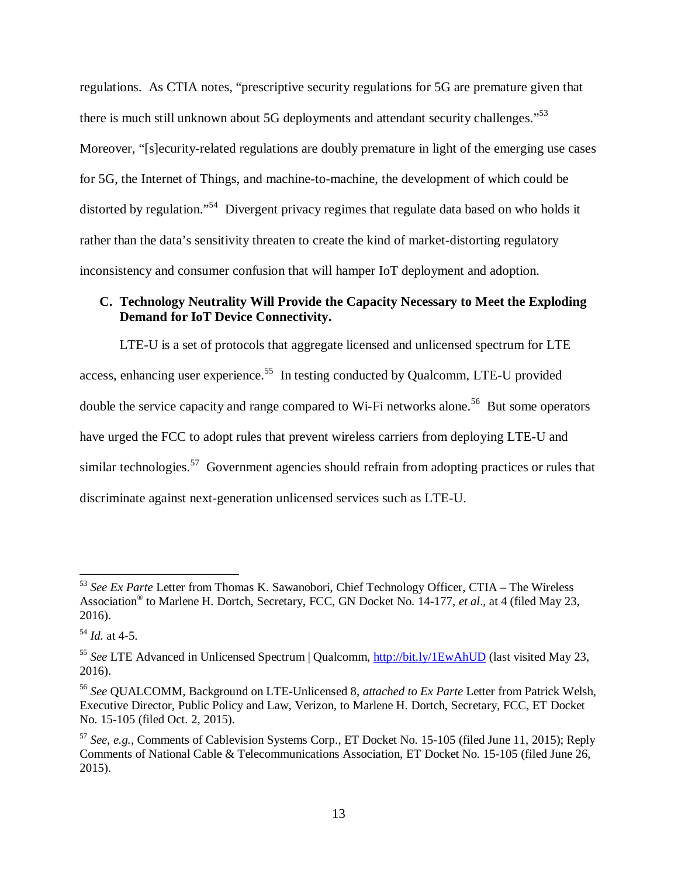regulations. As CTIA notes, "prescriptive security regulations for 5G are premature given that there is much still unknown about 5G deployments and attendant security challenges."[53] Moreover, "[s]ecurity-related regulations are doubly premature in light of the emerging use cases for 5G, the Internet of Things, and machine-to-machine, the development of which could be distorted by regulation."[54] Divergent privacy regimes that regulate data based on who holds it rather than the data's sensitivity threaten to create the kind of market-distorting regulatory inconsistency and consumer confusion that will hamper IoT deployment and adoption.

### C. Technology Neutrality Will Provide the Capacity Necessary to Meet the Exploding Demand for IoT Device Connectivity.

LTE-U is a set of protocols that aggregate licensed and unlicensed spectrum for LTE access, enhancing user experience.[55] In testing conducted by Qualcomm, LTE-U provided double the service capacity and range compared to Wi-Fi networks alone.[56] But some operators have urged the FCC to adopt rules that prevent wireless carriers from deploying LTE-U and similar technologies.[57] Government agencies should refrain from adopting practices or rules that discriminate against next-generation unlicensed services such as LTE-U.

---

[53] *See Ex Parte* Letter from Thomas K. Sawanobori, Chief Technology Officer, CTIA – The Wireless Association® to Marlene H. Dortch, Secretary, FCC, GN Docket No. 14-177, *et al*., at 4 (filed May 23, 2016).

[54] *Id.* at 4-5.

[55] *See* LTE Advanced in Unlicensed Spectrum | Qualcomm, http://bit.ly/1EwAhUD (last visited May 23, 2016).

[56] *See* QUALCOMM, Background on LTE-Unlicensed 8, *attached to Ex Parte* Letter from Patrick Welsh, Executive Director, Public Policy and Law, Verizon, to Marlene H. Dortch, Secretary, FCC, ET Docket No. 15-105 (filed Oct. 2, 2015).

[57] *See, e.g.*, Comments of Cablevision Systems Corp., ET Docket No. 15-105 (filed June 11, 2015); Reply Comments of National Cable & Telecommunications Association, ET Docket No. 15-105 (filed June 26, 2015).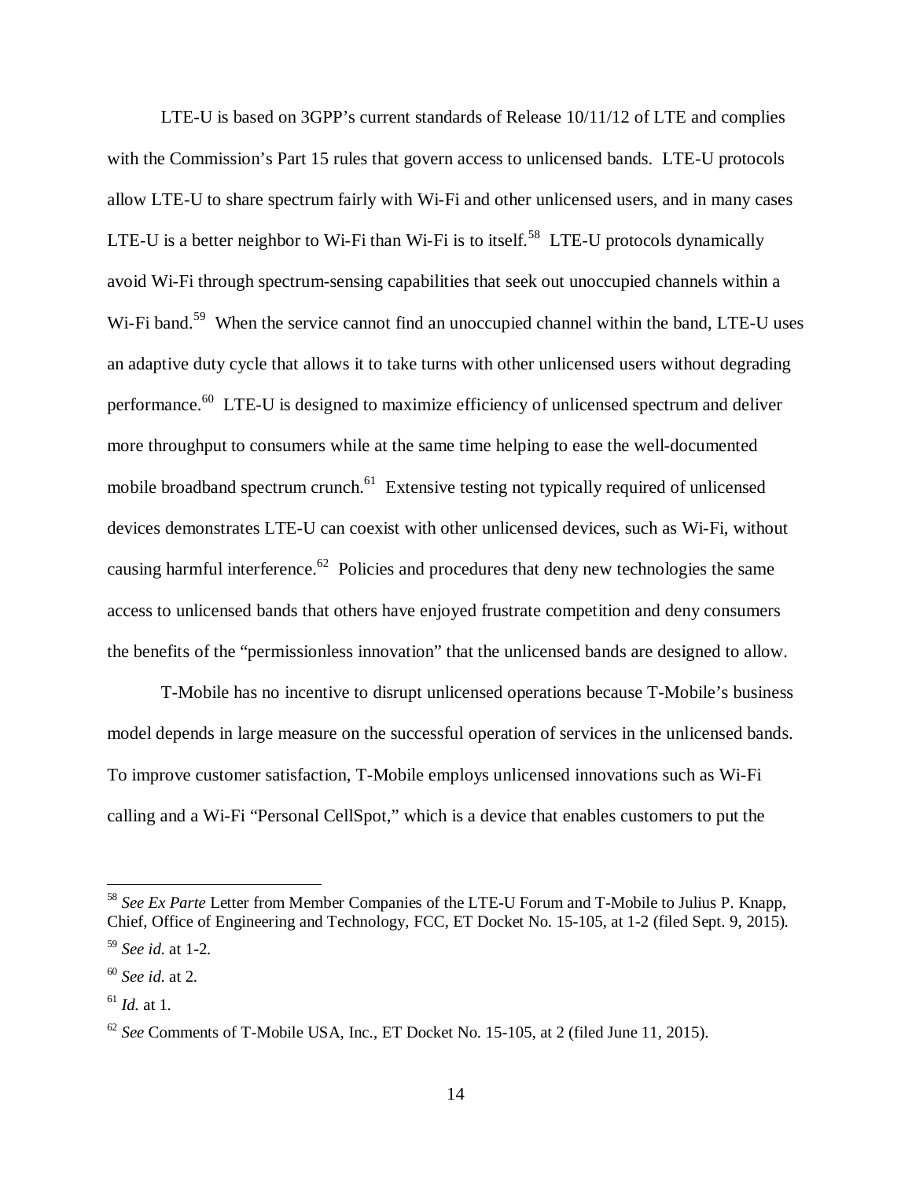LTE-U is based on 3GPP's current standards of Release 10/11/12 of LTE and complies with the Commission's Part 15 rules that govern access to unlicensed bands. LTE-U protocols allow LTE-U to share spectrum fairly with Wi-Fi and other unlicensed users, and in many cases LTE-U is a better neighbor to Wi-Fi than Wi-Fi is to itself.[58] LTE-U protocols dynamically avoid Wi-Fi through spectrum-sensing capabilities that seek out unoccupied channels within a Wi-Fi band.[59] When the service cannot find an unoccupied channel within the band, LTE-U uses an adaptive duty cycle that allows it to take turns with other unlicensed users without degrading performance.[60] LTE-U is designed to maximize efficiency of unlicensed spectrum and deliver more throughput to consumers while at the same time helping to ease the well-documented mobile broadband spectrum crunch.[61] Extensive testing not typically required of unlicensed devices demonstrates LTE-U can coexist with other unlicensed devices, such as Wi-Fi, without causing harmful interference.[62] Policies and procedures that deny new technologies the same access to unlicensed bands that others have enjoyed frustrate competition and deny consumers the benefits of the "permissionless innovation" that the unlicensed bands are designed to allow.

T-Mobile has no incentive to disrupt unlicensed operations because T-Mobile's business model depends in large measure on the successful operation of services in the unlicensed bands. To improve customer satisfaction, T-Mobile employs unlicensed innovations such as Wi-Fi calling and a Wi-Fi "Personal CellSpot," which is a device that enables customers to put the

---

[58] *See Ex Parte* Letter from Member Companies of the LTE-U Forum and T-Mobile to Julius P. Knapp, Chief, Office of Engineering and Technology, FCC, ET Docket No. 15-105, at 1-2 (filed Sept. 9, 2015).

[59] *See id.* at 1-2.

[60] *See id.* at 2.

[61] *Id.* at 1.

[62] *See* Comments of T-Mobile USA, Inc., ET Docket No. 15-105, at 2 (filed June 11, 2015).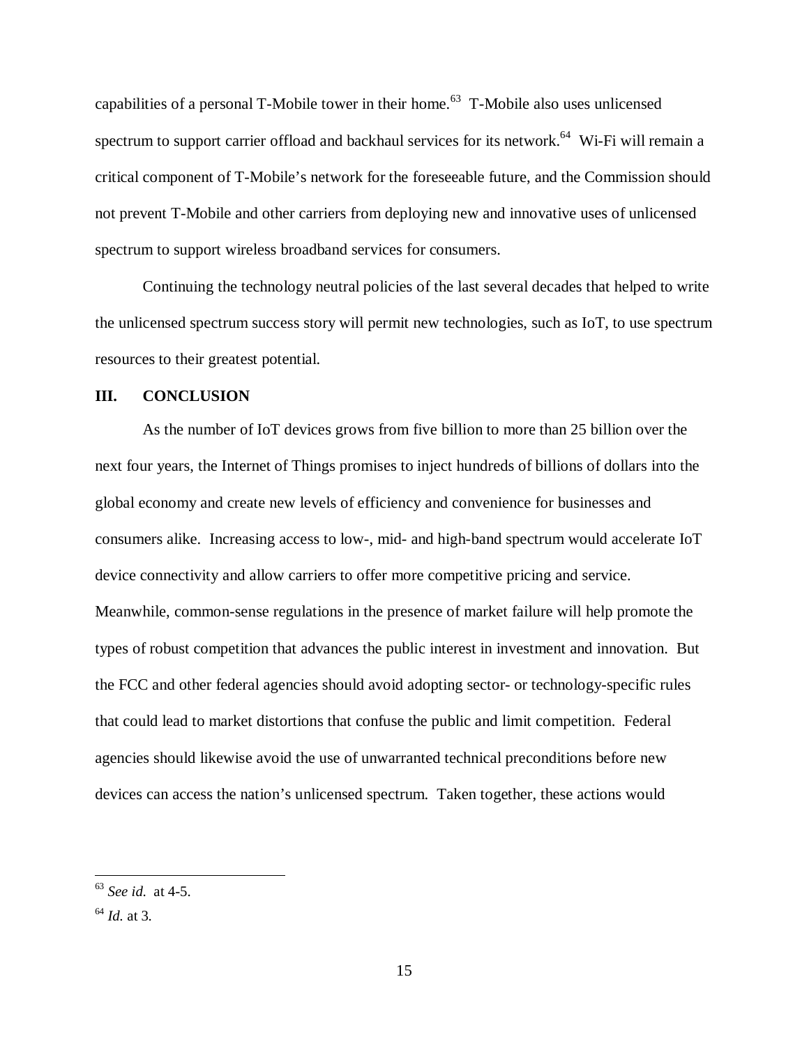capabilities of a personal T-Mobile tower in their home.[63] T-Mobile also uses unlicensed spectrum to support carrier offload and backhaul services for its network.[64] Wi-Fi will remain a critical component of T-Mobile's network for the foreseeable future, and the Commission should not prevent T-Mobile and other carriers from deploying new and innovative uses of unlicensed spectrum to support wireless broadband services for consumers.

Continuing the technology neutral policies of the last several decades that helped to write the unlicensed spectrum success story will permit new technologies, such as IoT, to use spectrum resources to their greatest potential.

## III. CONCLUSION

As the number of IoT devices grows from five billion to more than 25 billion over the next four years, the Internet of Things promises to inject hundreds of billions of dollars into the global economy and create new levels of efficiency and convenience for businesses and consumers alike. Increasing access to low-, mid- and high-band spectrum would accelerate IoT device connectivity and allow carriers to offer more competitive pricing and service. Meanwhile, common-sense regulations in the presence of market failure will help promote the types of robust competition that advances the public interest in investment and innovation. But the FCC and other federal agencies should avoid adopting sector- or technology-specific rules that could lead to market distortions that confuse the public and limit competition. Federal agencies should likewise avoid the use of unwarranted technical preconditions before new devices can access the nation's unlicensed spectrum. Taken together, these actions would

---

[63] *See id.* at 4-5.

[64] *Id.* at 3.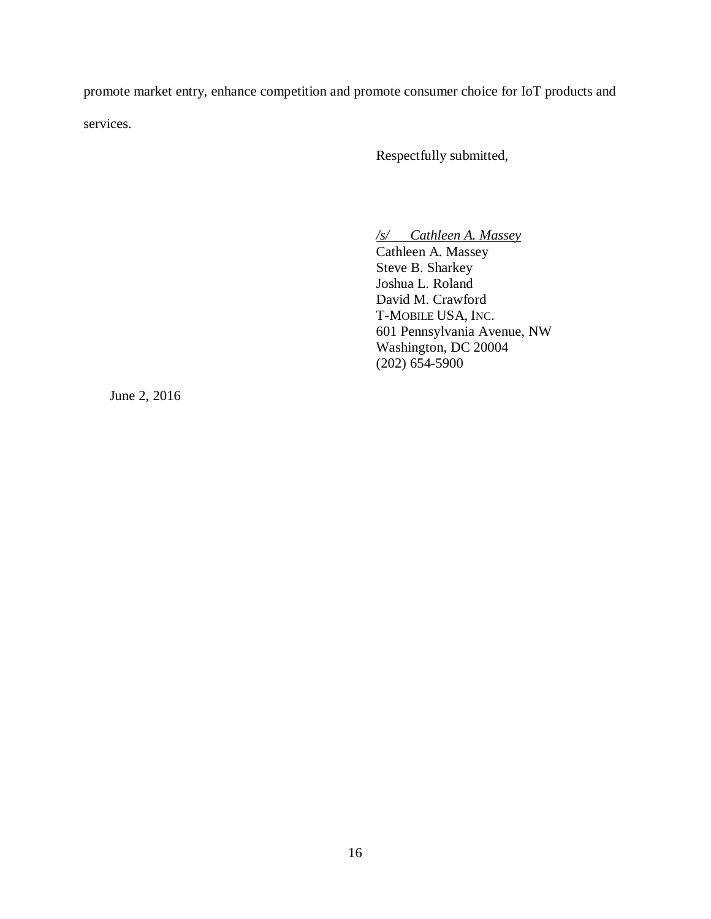promote market entry, enhance competition and promote consumer choice for IoT products and services.

Respectfully submitted,

*/s/ Cathleen A. Massey*
Cathleen A. Massey
Steve B. Sharkey
Joshua L. Roland
David M. Crawford
T-MOBILE USA, INC.
601 Pennsylvania Avenue, NW
Washington, DC 20004
(202) 654-5900

June 2, 2016